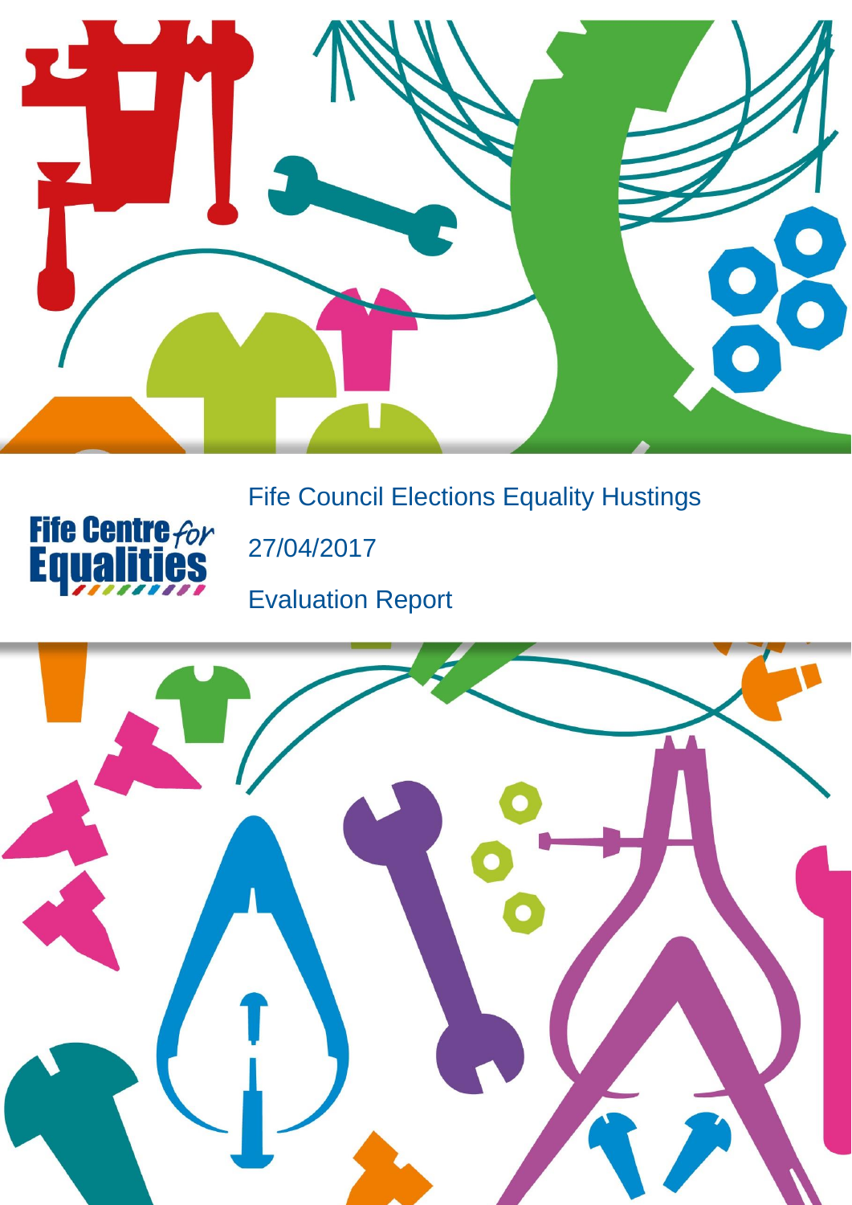Fife Centre for Equalities

# Fife Council Elections Equality Hustings

27/04/2017

Evaluation Report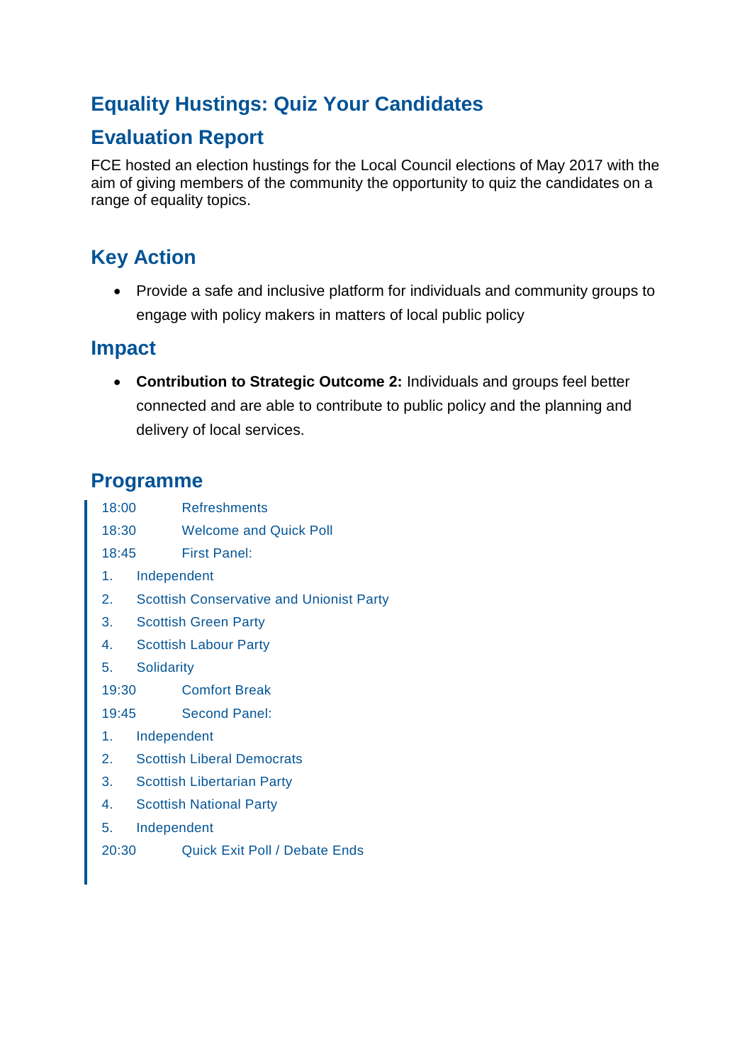## Equality Hustings: Quiz Your Candidates

## Evaluation Report

FCE hosted an election hustings for the Local Council elections of May 2017 with the aim of giving members of the community the opportunity to quiz the candidates on a range of equality topics.

## Key Action

- Provide a safe and inclusive platform for individuals and community groups to engage with policy makers in matters of local public policy

## Impact

- **Contribution to Strategic Outcome 2:** Individuals and groups feel better connected and are able to contribute to public policy and the planning and delivery of local services.

## Programme

18:00 Refreshments

18:30 Welcome and Quick Poll

18:45 First Panel:

1. Independent
2. Scottish Conservative and Unionist Party
3. Scottish Green Party
4. Scottish Labour Party
5. Solidarity

19:30 Comfort Break

19:45 Second Panel:

1. Independent
2. Scottish Liberal Democrats
3. Scottish Libertarian Party
4. Scottish National Party
5. Independent

20:30 Quick Exit Poll / Debate Ends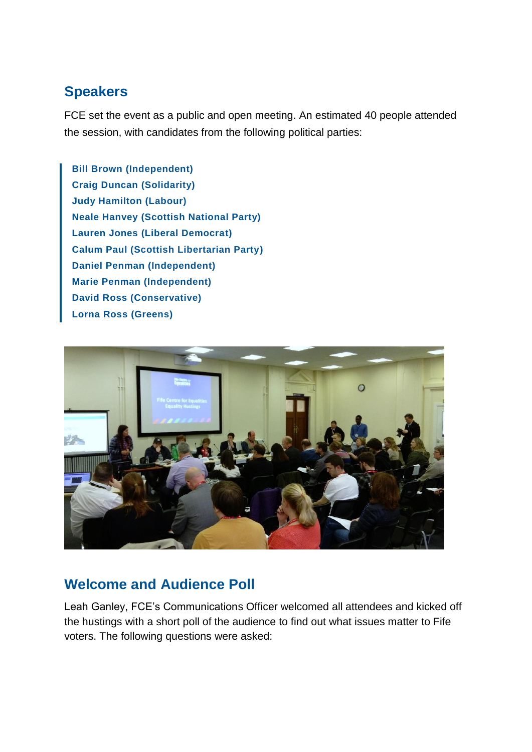## Speakers

FCE set the event as a public and open meeting. An estimated 40 people attended the session, with candidates from the following political parties:

> **Bill Brown (Independent)**
> **Craig Duncan (Solidarity)**
> **Judy Hamilton (Labour)**
> **Neale Hanvey (Scottish National Party)**
> **Lauren Jones (Liberal Democrat)**
> **Calum Paul (Scottish Libertarian Party)**
> **Daniel Penman (Independent)**
> **Marie Penman (Independent)**
> **David Ross (Conservative)**
> **Lorna Ross (Greens)**

## Welcome and Audience Poll

Leah Ganley, FCE's Communications Officer welcomed all attendees and kicked off the hustings with a short poll of the audience to find out what issues matter to Fife voters. The following questions were asked: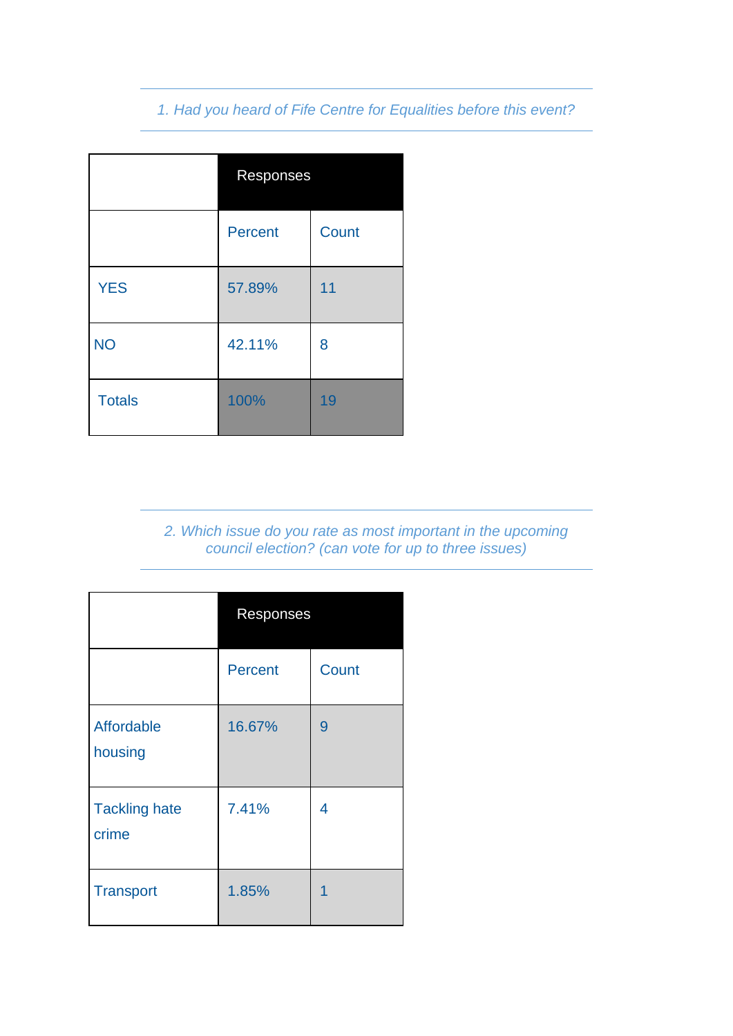*1. Had you heard of Fife Centre for Equalities before this event?*

| | Responses | |
|---|---|---|
| | Percent | Count |
| YES | 57.89% | 11 |
| NO | 42.11% | 8 |
| Totals | 100% | 19 |

*2. Which issue do you rate as most important in the upcoming council election? (can vote for up to three issues)*

| | Responses | |
|---|---|---|
| | Percent | Count |
| Affordable housing | 16.67% | 9 |
| Tackling hate crime | 7.41% | 4 |
| Transport | 1.85% | 1 |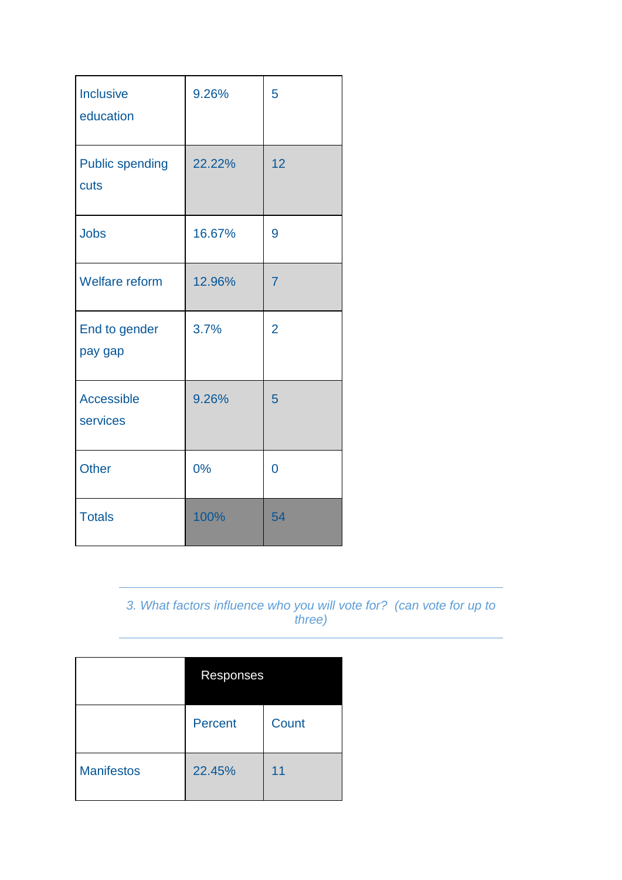| | | |
|---|---|---|
| Inclusive education | 9.26% | 5 |
| Public spending cuts | 22.22% | 12 |
| Jobs | 16.67% | 9 |
| Welfare reform | 12.96% | 7 |
| End to gender pay gap | 3.7% | 2 |
| Accessible services | 9.26% | 5 |
| Other | 0% | 0 |
| Totals | 100% | 54 |

*3. What factors influence who you will vote for?  (can vote for up to three)*

| | Responses | |
|---|---|---|
| | Percent | Count |
| Manifestos | 22.45% | 11 |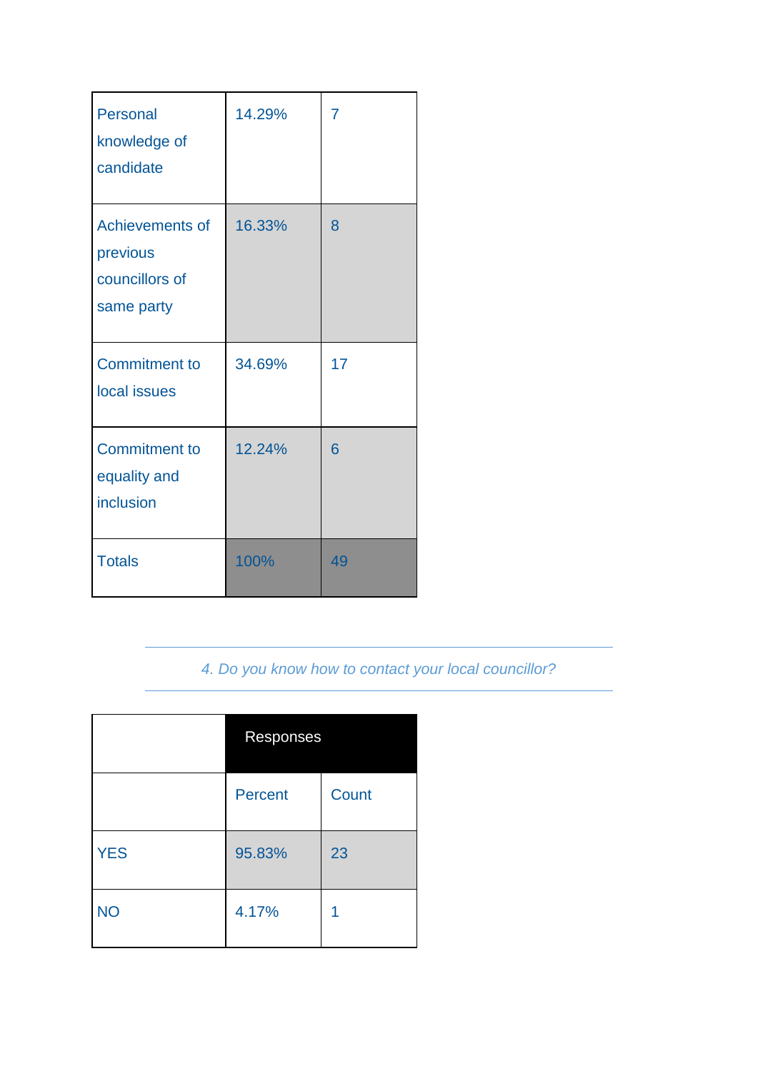| | | |
|---|---|---|
| Personal knowledge of candidate | 14.29% | 7 |
| Achievements of previous councillors of same party | 16.33% | 8 |
| Commitment to local issues | 34.69% | 17 |
| Commitment to equality and inclusion | 12.24% | 6 |
| Totals | 100% | 49 |

*4. Do you know how to contact your local councillor?*

| | Responses | |
|---|---|---|
| | Percent | Count |
| YES | 95.83% | 23 |
| NO | 4.17% | 1 |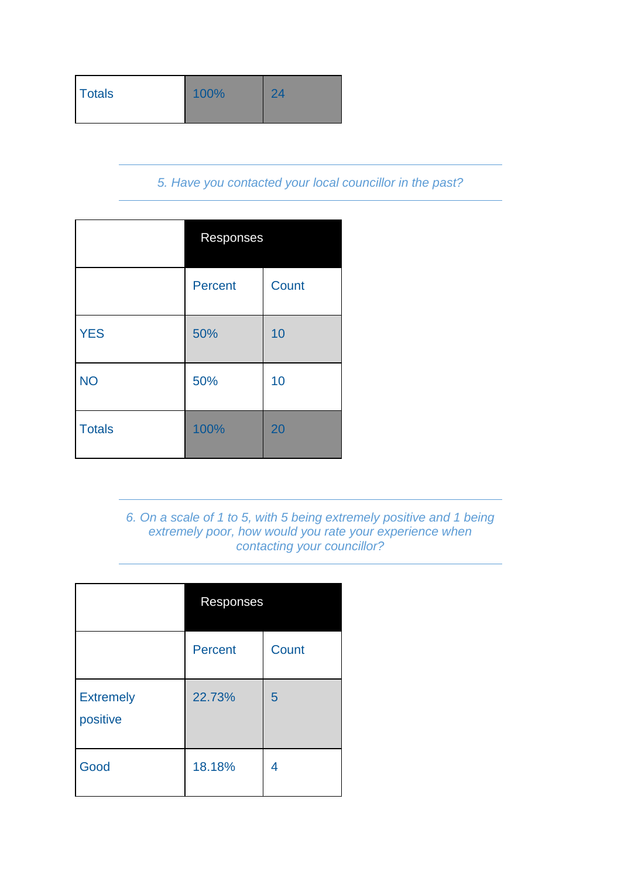| Totals | 100% | 24 |
|---|---|---|

*5. Have you contacted your local councillor in the past?*

| | Responses | |
|---|---|---|
| | Percent | Count |
| YES | 50% | 10 |
| NO | 50% | 10 |
| Totals | 100% | 20 |

*6. On a scale of 1 to 5, with 5 being extremely positive and 1 being extremely poor, how would you rate your experience when contacting your councillor?*

| | Responses | |
|---|---|---|
| | Percent | Count |
| Extremely positive | 22.73% | 5 |
| Good | 18.18% | 4 |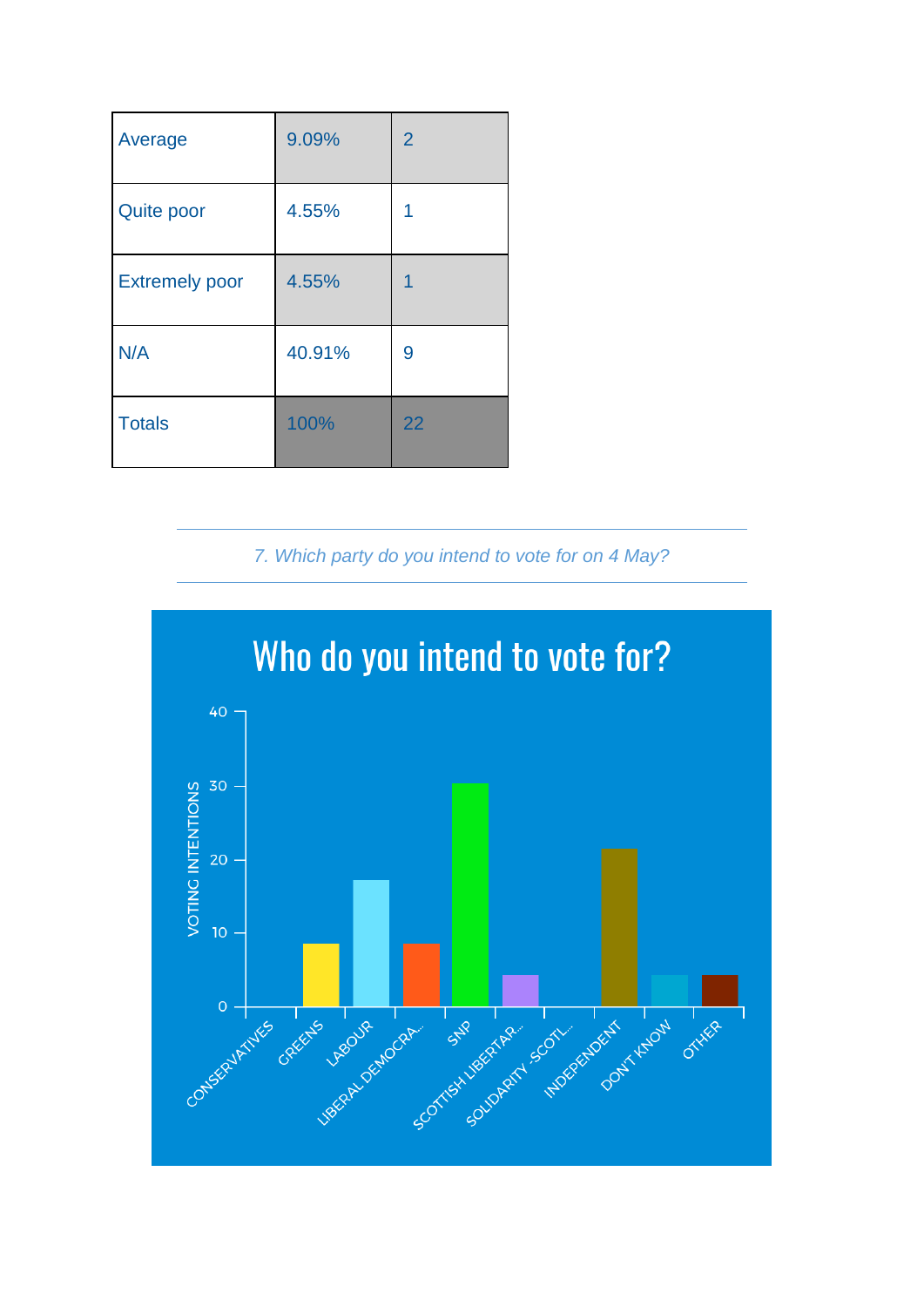| Average | 9.09% | 2 |
|---|---|---|
| Quite poor | 4.55% | 1 |
| Extremely poor | 4.55% | 1 |
| N/A | 40.91% | 9 |
| Totals | 100% | 22 |

*7. Which party do you intend to vote for on 4 May?*

## Who do you intend to vote for?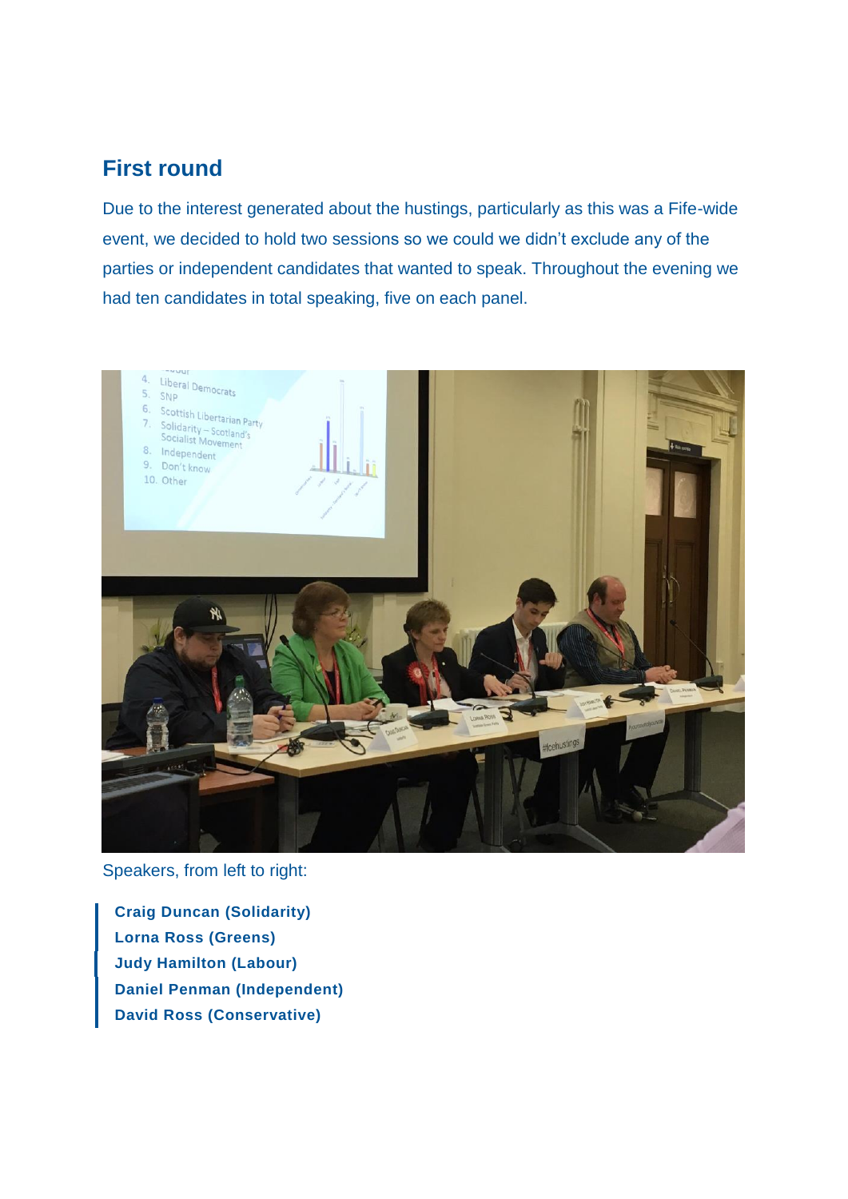## First round

Due to the interest generated about the hustings, particularly as this was a Fife-wide event, we decided to hold two sessions so we could we didn't exclude any of the parties or independent candidates that wanted to speak. Throughout the evening we had ten candidates in total speaking, five on each panel.

Speakers, from left to right:

> **Craig Duncan (Solidarity)**
> **Lorna Ross (Greens)**
> **Judy Hamilton (Labour)**
> **Daniel Penman (Independent)**
> **David Ross (Conservative)**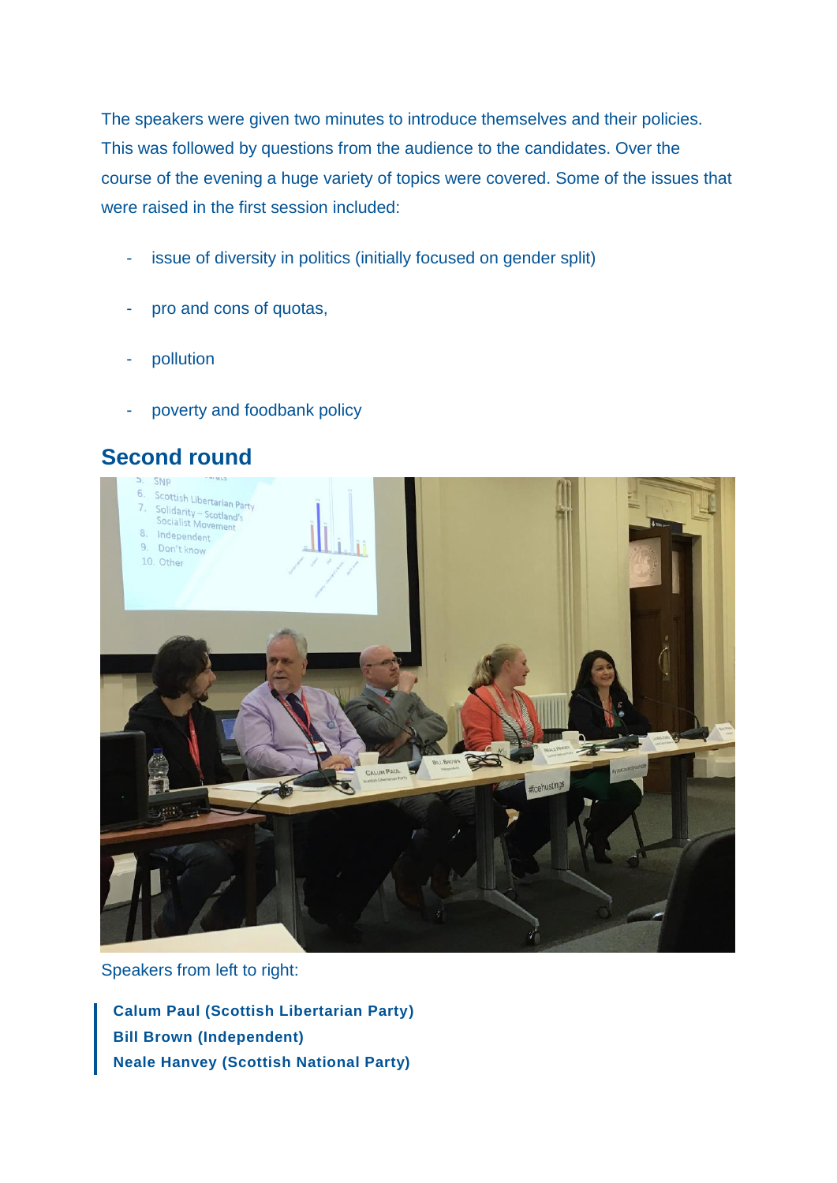The speakers were given two minutes to introduce themselves and their policies. This was followed by questions from the audience to the candidates. Over the course of the evening a huge variety of topics were covered. Some of the issues that were raised in the first session included:

- issue of diversity in politics (initially focused on gender split)
- pro and cons of quotas,
- pollution
- poverty and foodbank policy

## Second round

Speakers from left to right:

> **Calum Paul (Scottish Libertarian Party)**
> **Bill Brown (Independent)**
> **Neale Hanvey (Scottish National Party)**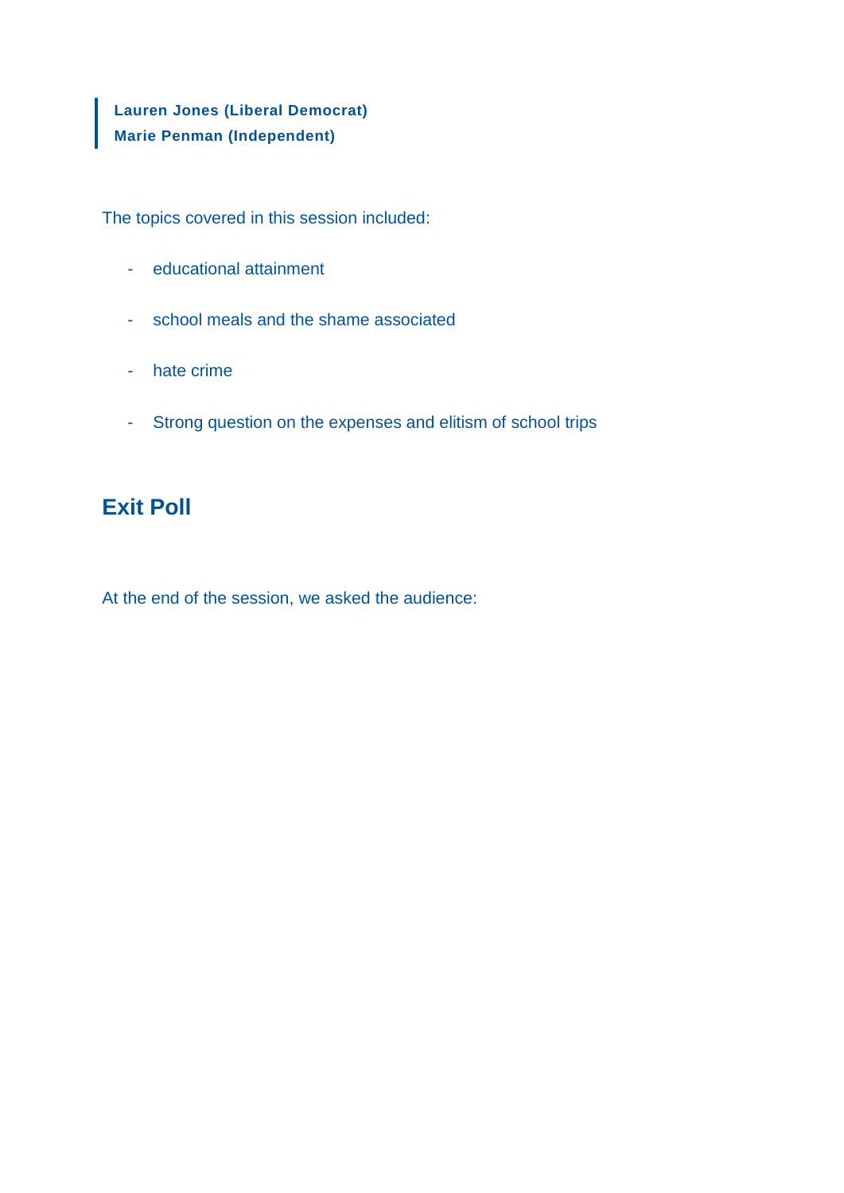> **Lauren Jones (Liberal Democrat)**
> **Marie Penman (Independent)**

The topics covered in this session included:

- educational attainment
- school meals and the shame associated
- hate crime
- Strong question on the expenses and elitism of school trips

## Exit Poll

At the end of the session, we asked the audience: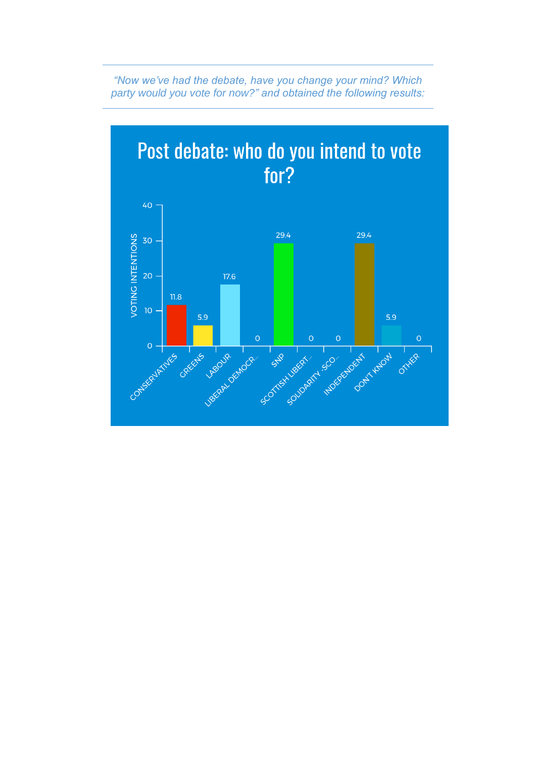*“Now we’ve had the debate, have you change your mind? Which party would you vote for now?” and obtained the following results:*

## Post debate: who do you intend to vote for?

| Party | Voting intentions |
|---|---|
| CONSERVATIVES | 11.8 |
| GREENS | 5.9 |
| LABOUR | 17.6 |
| LIBERAL DEMOCR... | 0 |
| SNP | 29.4 |
| SCOTTISH LIBERT... | 0 |
| SOLIDARITY -SCO... | 0 |
| INDEPENDENT | 29.4 |
| DON'T KNOW | 5.9 |
| OTHER | 0 |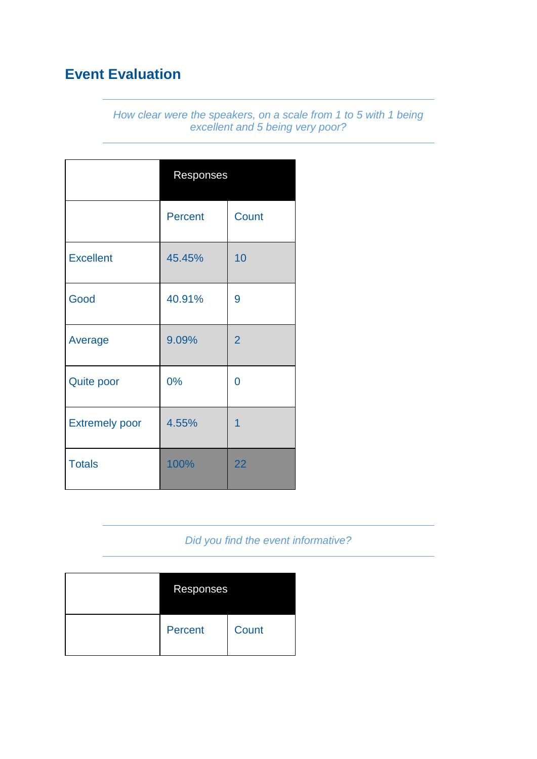## Event Evaluation

*How clear were the speakers, on a scale from 1 to 5 with 1 being excellent and 5 being very poor?*

| | Responses | |
|---|---|---|
| | Percent | Count |
| Excellent | 45.45% | 10 |
| Good | 40.91% | 9 |
| Average | 9.09% | 2 |
| Quite poor | 0% | 0 |
| Extremely poor | 4.55% | 1 |
| Totals | 100% | 22 |

*Did you find the event informative?*

| | Responses | |
|---|---|---|
| | Percent | Count |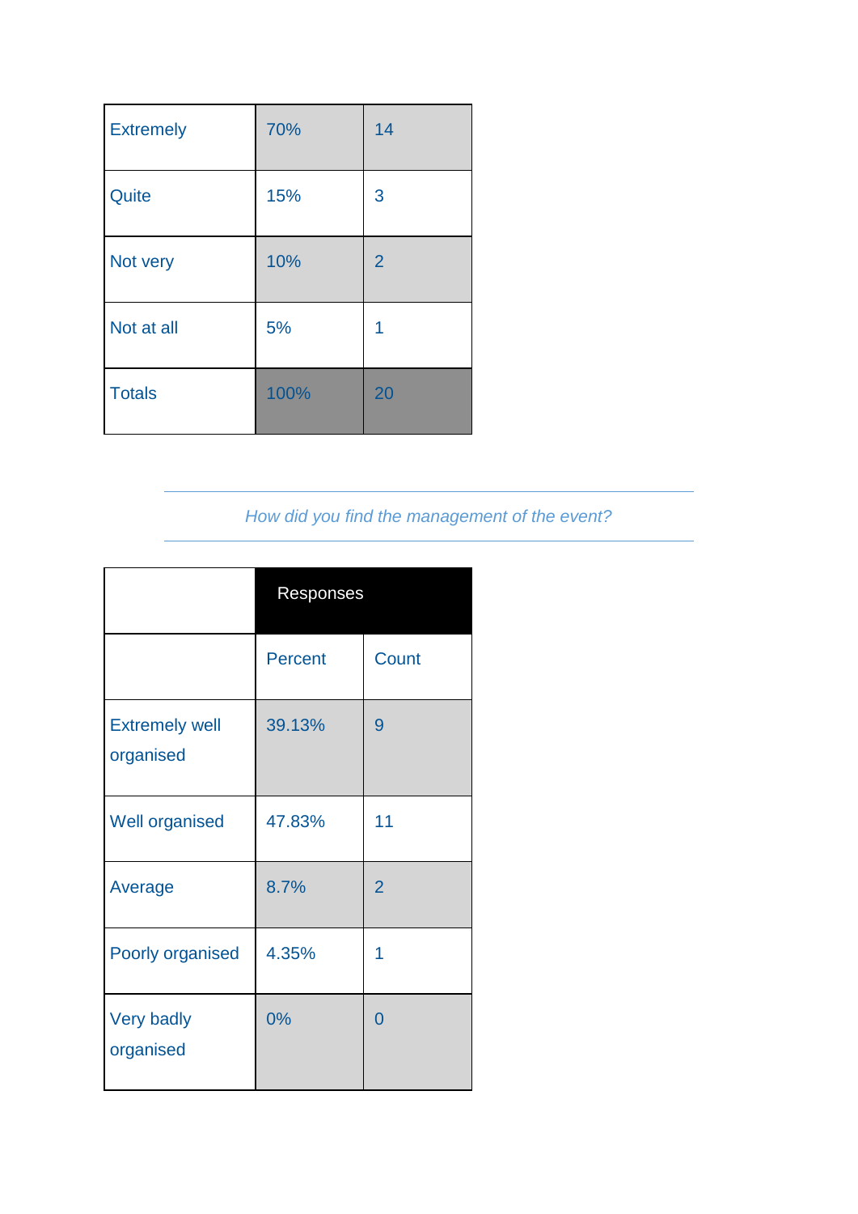| | | |
|---|---|---|
| Extremely | 70% | 14 |
| Quite | 15% | 3 |
| Not very | 10% | 2 |
| Not at all | 5% | 1 |
| Totals | 100% | 20 |

*How did you find the management of the event?*

| | Responses | |
|---|---|---|
| | Percent | Count |
| Extremely well organised | 39.13% | 9 |
| Well organised | 47.83% | 11 |
| Average | 8.7% | 2 |
| Poorly organised | 4.35% | 1 |
| Very badly organised | 0% | 0 |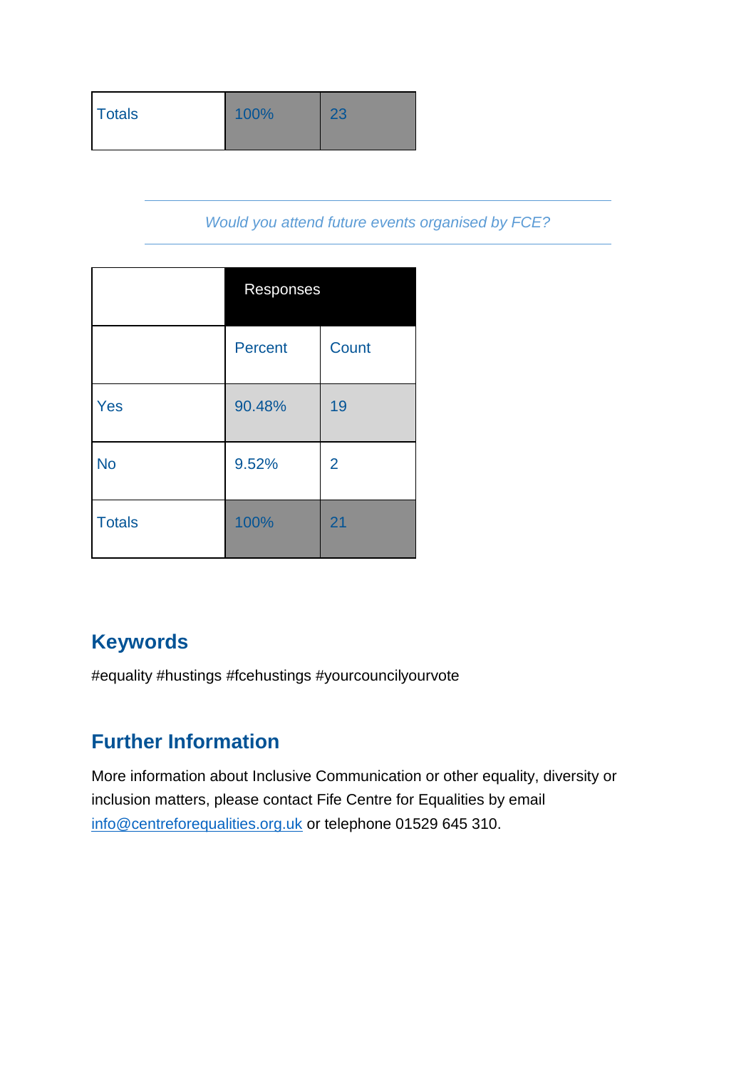| Totals | 100% | 23 |
|---|---|---|

*Would you attend future events organised by FCE?*

| | Responses | |
|---|---|---|
| | Percent | Count |
| Yes | 90.48% | 19 |
| No | 9.52% | 2 |
| Totals | 100% | 21 |

## Keywords

#equality #hustings #fcehustings #yourcouncilyourvote

## Further Information

More information about Inclusive Communication or other equality, diversity or inclusion matters, please contact Fife Centre for Equalities by email [info@centreforequalities.org.uk](mailto:info@centreforequalities.org.uk) or telephone 01529 645 310.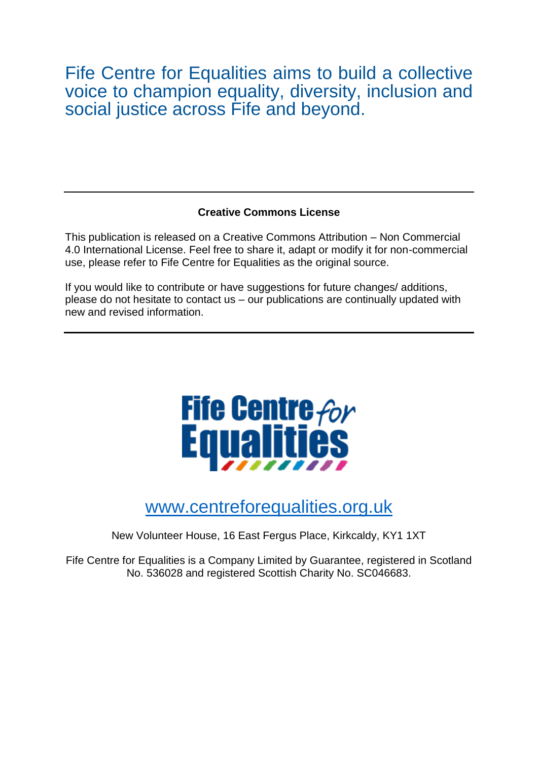Fife Centre for Equalities aims to build a collective voice to champion equality, diversity, inclusion and social justice across Fife and beyond.

---

**Creative Commons License**

This publication is released on a Creative Commons Attribution – Non Commercial 4.0 International License. Feel free to share it, adapt or modify it for non-commercial use, please refer to Fife Centre for Equalities as the original source.

If you would like to contribute or have suggestions for future changes/ additions, please do not hesitate to contact us – our publications are continually updated with new and revised information.

---

Fife Centre *for* Equalities

www.centreforequalities.org.uk

New Volunteer House, 16 East Fergus Place, Kirkcaldy, KY1 1XT

Fife Centre for Equalities is a Company Limited by Guarantee, registered in Scotland No. 536028 and registered Scottish Charity No. SC046683.